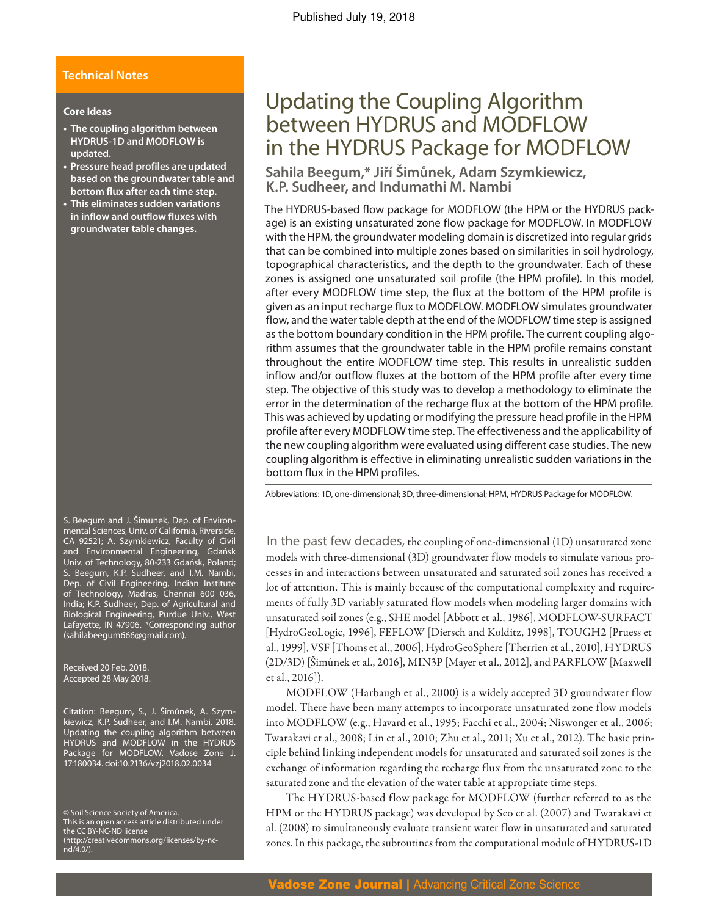Published July 19, 2018

Technical Notes

**Core Ideas**

- **The coupling algorithm between HYDRUS-1D and MODFLOW is updated.**
- **Pressure head profiles are updated based on the groundwater table and bottom flux after each time step.**
- **This eliminates sudden variations in inflow and outflow fluxes with groundwater table changes.**

# Updating the Coupling Algorithm between HYDRUS and MODFLOW in the HYDRUS Package for MODFLOW

**Sahila Beegum,\* Jiří Šimůnek, Adam Szymkiewicz, K.P. Sudheer, and Indumathi M. Nambi**

The HYDRUS-based flow package for MODFLOW (the HPM or the HYDRUS package) is an existing unsaturated zone flow package for MODFLOW. In MODFLOW with the HPM, the groundwater modeling domain is discretized into regular grids that can be combined into multiple zones based on similarities in soil hydrology, topographical characteristics, and the depth to the groundwater. Each of these zones is assigned one unsaturated soil profile (the HPM profile). In this model, after every MODFLOW time step, the flux at the bottom of the HPM profile is given as an input recharge flux to MODFLOW. MODFLOW simulates groundwater flow, and the water table depth at the end of the MODFLOW time step is assigned as the bottom boundary condition in the HPM profile. The current coupling algorithm assumes that the groundwater table in the HPM profile remains constant throughout the entire MODFLOW time step. This results in unrealistic sudden inflow and/or outflow fluxes at the bottom of the HPM profile after every time step. The objective of this study was to develop a methodology to eliminate the error in the determination of the recharge flux at the bottom of the HPM profile. This was achieved by updating or modifying the pressure head profile in the HPM profile after every MODFLOW time step. The effectiveness and the applicability of the new coupling algorithm were evaluated using different case studies. The new coupling algorithm is effective in eliminating unrealistic sudden variations in the bottom flux in the HPM profiles.

Abbreviations: 1D, one-dimensional; 3D, three-dimensional; HPM, HYDRUS Package for MODFLOW.

S. Beegum and J. Šimůnek, Dep. of Environmental Sciences, Univ. of California, Riverside, CA 92521; A. Szymkiewicz, Faculty of Civil and Environmental Engineering, Gdańsk Univ. of Technology, 80-233 Gdańsk, Poland; S. Beegum, K.P. Sudheer, and I.M. Nambi, Dep. of Civil Engineering, Indian Institute of Technology, Madras, Chennai 600 036, India; K.P. Sudheer, Dep. of Agricultural and Biological Engineering, Purdue Univ., West Lafayette, IN 47906. \*Corresponding author (sahilabeegum666@gmail.com).

Received 20 Feb. 2018.
Accepted 28 May 2018.

Citation: Beegum, S., J. Šimůnek, A. Szymkiewicz, K.P. Sudheer, and I.M. Nambi. 2018. Updating the coupling algorithm between HYDRUS and MODFLOW in the HYDRUS Package for MODFLOW. Vadose Zone J. 17:180034. doi:10.2136/vzj2018.02.0034

© Soil Science Society of America.
This is an open access article distributed under the CC BY-NC-ND license (http://creativecommons.org/licenses/by-nc-nd/4.0/).

In the past few decades, the coupling of one-dimensional (1D) unsaturated zone models with three-dimensional (3D) groundwater flow models to simulate various processes in and interactions between unsaturated and saturated soil zones has received a lot of attention. This is mainly because of the computational complexity and requirements of fully 3D variably saturated flow models when modeling larger domains with unsaturated soil zones (e.g., SHE model [Abbott et al., 1986], MODFLOW-SURFACT [HydroGeoLogic, 1996], FEFLOW [Diersch and Kolditz, 1998], TOUGH2 [Pruess et al., 1999], VSF [Thoms et al., 2006], HydroGeoSphere [Therrien et al., 2010], HYDRUS (2D/3D) [Šimůnek et al., 2016], MIN3P [Mayer et al., 2012], and PARFLOW [Maxwell et al., 2016]).

MODFLOW (Harbaugh et al., 2000) is a widely accepted 3D groundwater flow model. There have been many attempts to incorporate unsaturated zone flow models into MODFLOW (e.g., Havard et al., 1995; Facchi et al., 2004; Niswonger et al., 2006; Twarakavi et al., 2008; Lin et al., 2010; Zhu et al., 2011; Xu et al., 2012). The basic principle behind linking independent models for unsaturated and saturated soil zones is the exchange of information regarding the recharge flux from the unsaturated zone to the saturated zone and the elevation of the water table at appropriate time steps.

The HYDRUS-based flow package for MODFLOW (further referred to as the HPM or the HYDRUS package) was developed by Seo et al. (2007) and Twarakavi et al. (2008) to simultaneously evaluate transient water flow in unsaturated and saturated zones. In this package, the subroutines from the computational module of HYDRUS-1D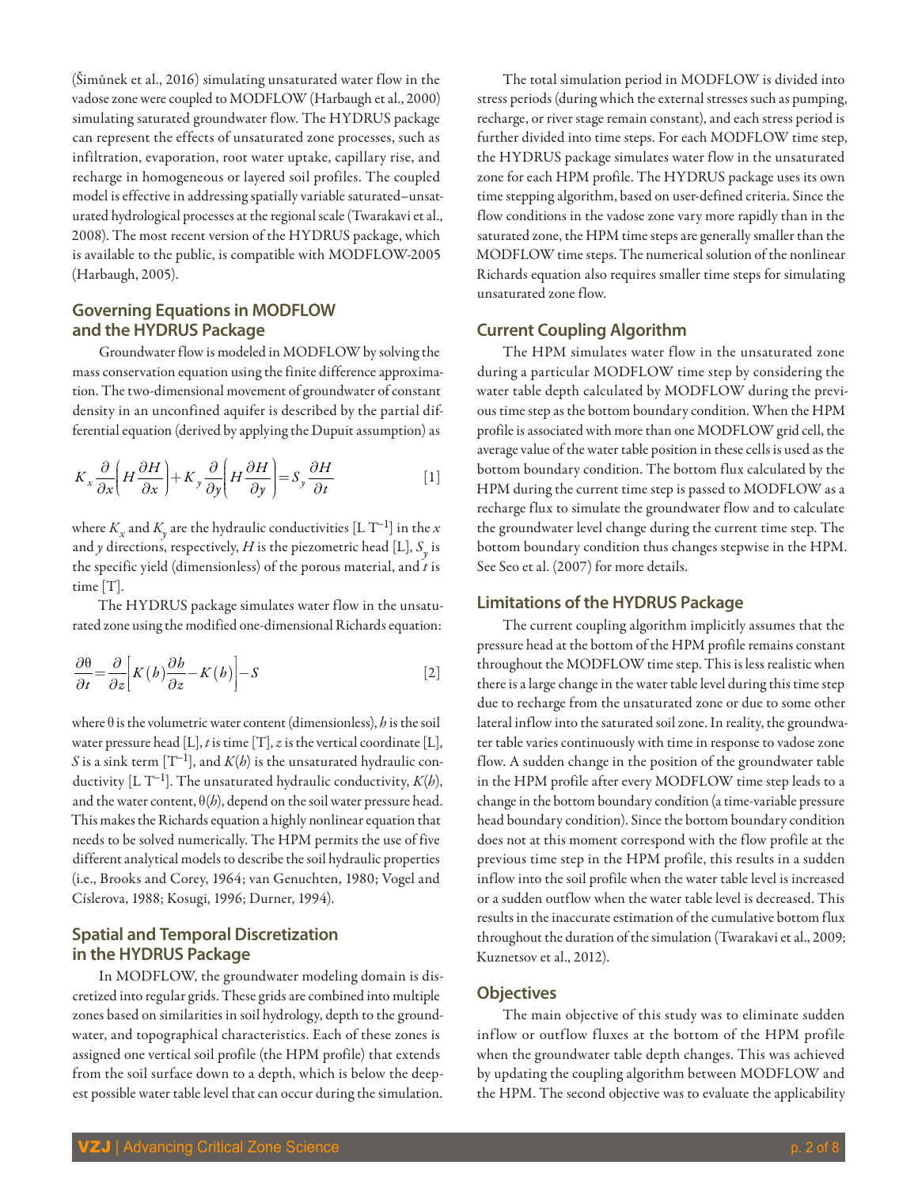(Šimůnek et al., 2016) simulating unsaturated water flow in the vadose zone were coupled to MODFLOW (Harbaugh et al., 2000) simulating saturated groundwater flow. The HYDRUS package can represent the effects of unsaturated zone processes, such as infiltration, evaporation, root water uptake, capillary rise, and recharge in homogeneous or layered soil profiles. The coupled model is effective in addressing spatially variable saturated–unsaturated hydrological processes at the regional scale (Twarakavi et al., 2008). The most recent version of the HYDRUS package, which is available to the public, is compatible with MODFLOW-2005 (Harbaugh, 2005).

## Governing Equations in MODFLOW and the HYDRUS Package

Groundwater flow is modeled in MODFLOW by solving the mass conservation equation using the finite difference approximation. The two-dimensional movement of groundwater of constant density in an unconfined aquifer is described by the partial differential equation (derived by applying the Dupuit assumption) as

$$K_x \frac{\partial}{\partial x}\left(H\frac{\partial H}{\partial x}\right)+K_y \frac{\partial}{\partial y}\left(H\frac{\partial H}{\partial y}\right)=S_y \frac{\partial H}{\partial t} \quad [1]$$

where $K_x$ and $K_y$ are the hydraulic conductivities [L T$^{-1}$] in the $x$ and $y$ directions, respectively, $H$ is the piezometric head [L], $S_y$ is the specific yield (dimensionless) of the porous material, and $t$ is time [T].

The HYDRUS package simulates water flow in the unsaturated zone using the modified one-dimensional Richards equation:

$$\frac{\partial \theta}{\partial t}=\frac{\partial}{\partial z}\left[K(h)\frac{\partial h}{\partial z}-K(h)\right]-S \quad [2]$$

where $\theta$ is the volumetric water content (dimensionless), $h$ is the soil water pressure head [L], $t$ is time [T], $z$ is the vertical coordinate [L], $S$ is a sink term [T$^{-1}$], and $K(h)$ is the unsaturated hydraulic conductivity [L T$^{-1}$]. The unsaturated hydraulic conductivity, $K(h)$, and the water content, $\theta(h)$, depend on the soil water pressure head. This makes the Richards equation a highly nonlinear equation that needs to be solved numerically. The HPM permits the use of five different analytical models to describe the soil hydraulic properties (i.e., Brooks and Corey, 1964; van Genuchten, 1980; Vogel and Císlerova, 1988; Kosugi, 1996; Durner, 1994).

## Spatial and Temporal Discretization in the HYDRUS Package

In MODFLOW, the groundwater modeling domain is discretized into regular grids. These grids are combined into multiple zones based on similarities in soil hydrology, depth to the groundwater, and topographical characteristics. Each of these zones is assigned one vertical soil profile (the HPM profile) that extends from the soil surface down to a depth, which is below the deepest possible water table level that can occur during the simulation.

The total simulation period in MODFLOW is divided into stress periods (during which the external stresses such as pumping, recharge, or river stage remain constant), and each stress period is further divided into time steps. For each MODFLOW time step, the HYDRUS package simulates water flow in the unsaturated zone for each HPM profile. The HYDRUS package uses its own time stepping algorithm, based on user-defined criteria. Since the flow conditions in the vadose zone vary more rapidly than in the saturated zone, the HPM time steps are generally smaller than the MODFLOW time steps. The numerical solution of the nonlinear Richards equation also requires smaller time steps for simulating unsaturated zone flow.

## Current Coupling Algorithm

The HPM simulates water flow in the unsaturated zone during a particular MODFLOW time step by considering the water table depth calculated by MODFLOW during the previous time step as the bottom boundary condition. When the HPM profile is associated with more than one MODFLOW grid cell, the average value of the water table position in these cells is used as the bottom boundary condition. The bottom flux calculated by the HPM during the current time step is passed to MODFLOW as a recharge flux to simulate the groundwater flow and to calculate the groundwater level change during the current time step. The bottom boundary condition thus changes stepwise in the HPM. See Seo et al. (2007) for more details.

## Limitations of the HYDRUS Package

The current coupling algorithm implicitly assumes that the pressure head at the bottom of the HPM profile remains constant throughout the MODFLOW time step. This is less realistic when there is a large change in the water table level during this time step due to recharge from the unsaturated zone or due to some other lateral inflow into the saturated soil zone. In reality, the groundwater table varies continuously with time in response to vadose zone flow. A sudden change in the position of the groundwater table in the HPM profile after every MODFLOW time step leads to a change in the bottom boundary condition (a time-variable pressure head boundary condition). Since the bottom boundary condition does not at this moment correspond with the flow profile at the previous time step in the HPM profile, this results in a sudden inflow into the soil profile when the water table level is increased or a sudden outflow when the water table level is decreased. This results in the inaccurate estimation of the cumulative bottom flux throughout the duration of the simulation (Twarakavi et al., 2009; Kuznetsov et al., 2012).

## Objectives

The main objective of this study was to eliminate sudden inflow or outflow fluxes at the bottom of the HPM profile when the groundwater table depth changes. This was achieved by updating the coupling algorithm between MODFLOW and the HPM. The second objective was to evaluate the applicability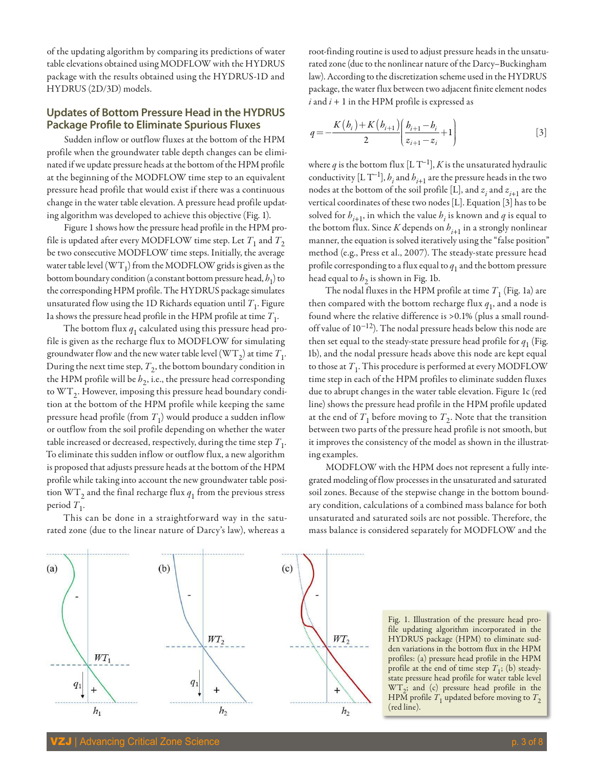of the updating algorithm by comparing its predictions of water table elevations obtained using MODFLOW with the HYDRUS package with the results obtained using the HYDRUS-1D and HYDRUS (2D/3D) models.

## Updates of Bottom Pressure Head in the HYDRUS Package Profile to Eliminate Spurious Fluxes

Sudden inflow or outflow fluxes at the bottom of the HPM profile when the groundwater table depth changes can be eliminated if we update pressure heads at the bottom of the HPM profile at the beginning of the MODFLOW time step to an equivalent pressure head profile that would exist if there was a continuous change in the water table elevation. A pressure head profile updating algorithm was developed to achieve this objective (Fig. 1).

Figure 1 shows how the pressure head profile in the HPM profile is updated after every MODFLOW time step. Let $T_1$ and $T_2$ be two consecutive MODFLOW time steps. Initially, the average water table level ($WT_1$) from the MODFLOW grids is given as the bottom boundary condition (a constant bottom pressure head, $h_1$) to the corresponding HPM profile. The HYDRUS package simulates unsaturated flow using the 1D Richards equation until $T_1$. Figure 1a shows the pressure head profile in the HPM profile at time $T_1$.

The bottom flux $q_1$ calculated using this pressure head profile is given as the recharge flux to MODFLOW for simulating groundwater flow and the new water table level ($WT_2$) at time $T_1$. During the next time step, $T_2$, the bottom boundary condition in the HPM profile will be $h_2$, i.e., the pressure head corresponding to $WT_2$. However, imposing this pressure head boundary condition at the bottom of the HPM profile while keeping the same pressure head profile (from $T_1$) would produce a sudden inflow or outflow from the soil profile depending on whether the water table increased or decreased, respectively, during the time step $T_1$. To eliminate this sudden inflow or outflow flux, a new algorithm is proposed that adjusts pressure heads at the bottom of the HPM profile while taking into account the new groundwater table position $WT_2$ and the final recharge flux $q_1$ from the previous stress period $T_1$.

This can be done in a straightforward way in the saturated zone (due to the linear nature of Darcy's law), whereas a root-finding routine is used to adjust pressure heads in the unsaturated zone (due to the nonlinear nature of the Darcy–Buckingham law). According to the discretization scheme used in the HYDRUS package, the water flux between two adjacent finite element nodes $i$ and $i + 1$ in the HPM profile is expressed as

$$q=-\frac{K(h_i)+K(h_{i+1})}{2}\left(\frac{h_{i+1}-h_i}{z_{i+1}-z_i}+1\right) \quad [3]$$

where $q$ is the bottom flux [L T$^{-1}$], $K$ is the unsaturated hydraulic conductivity [L T$^{-1}$], $h_i$ and $h_{i+1}$ are the pressure heads in the two nodes at the bottom of the soil profile [L], and $z_i$ and $z_{i+1}$ are the vertical coordinates of these two nodes [L]. Equation [3] has to be solved for $h_{i+1}$, in which the value $h_i$ is known and $q$ is equal to the bottom flux. Since $K$ depends on $h_{i+1}$ in a strongly nonlinear manner, the equation is solved iteratively using the "false position" method (e.g., Press et al., 2007). The steady-state pressure head profile corresponding to a flux equal to $q_1$ and the bottom pressure head equal to $h_2$ is shown in Fig. 1b.

The nodal fluxes in the HPM profile at time $T_1$ (Fig. 1a) are then compared with the bottom recharge flux $q_1$, and a node is found where the relative difference is >0.1% (plus a small round-off value of $10^{-12}$). The nodal pressure heads below this node are then set equal to the steady-state pressure head profile for $q_1$ (Fig. 1b), and the nodal pressure heads above this node are kept equal to those at $T_1$. This procedure is performed at every MODFLOW time step in each of the HPM profiles to eliminate sudden fluxes due to abrupt changes in the water table elevation. Figure 1c (red line) shows the pressure head profile in the HPM profile updated at the end of $T_1$ before moving to $T_2$. Note that the transition between two parts of the pressure head profile is not smooth, but it improves the consistency of the model as shown in the illustrating examples.

MODFLOW with the HPM does not represent a fully integrated modeling of flow processes in the unsaturated and saturated soil zones. Because of the stepwise change in the bottom boundary condition, calculations of a combined mass balance for both unsaturated and saturated soils are not possible. Therefore, the mass balance is considered separately for MODFLOW and the

Fig. 1. Illustration of the pressure head profile updating algorithm incorporated in the HYDRUS package (HPM) to eliminate sudden variations in the bottom flux in the HPM profiles: (a) pressure head profile in the HPM profile at the end of time step $T_1$; (b) steady-state pressure head profile for water table level $WT_2$; and (c) pressure head profile in the HPM profile $T_1$ updated before moving to $T_2$ (red line).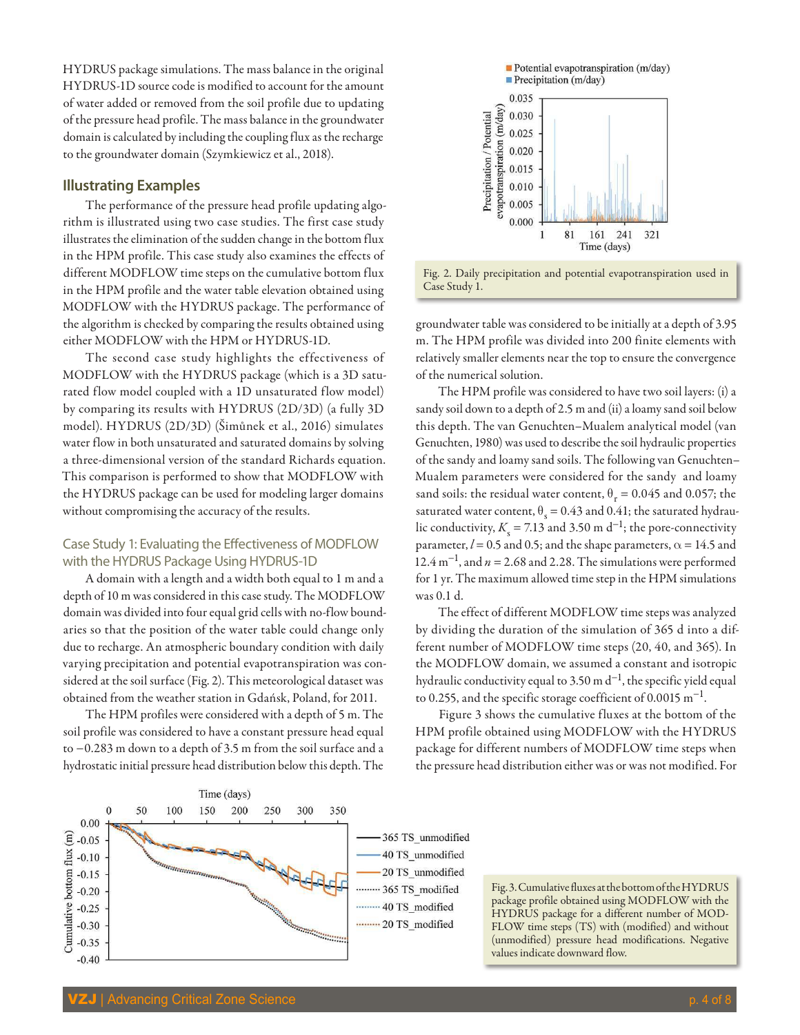HYDRUS package simulations. The mass balance in the original HYDRUS-1D source code is modified to account for the amount of water added or removed from the soil profile due to updating of the pressure head profile. The mass balance in the groundwater domain is calculated by including the coupling flux as the recharge to the groundwater domain (Szymkiewicz et al., 2018).

## Illustrating Examples

The performance of the pressure head profile updating algorithm is illustrated using two case studies. The first case study illustrates the elimination of the sudden change in the bottom flux in the HPM profile. This case study also examines the effects of different MODFLOW time steps on the cumulative bottom flux in the HPM profile and the water table elevation obtained using MODFLOW with the HYDRUS package. The performance of the algorithm is checked by comparing the results obtained using either MODFLOW with the HPM or HYDRUS-1D.

The second case study highlights the effectiveness of MODFLOW with the HYDRUS package (which is a 3D saturated flow model coupled with a 1D unsaturated flow model) by comparing its results with HYDRUS (2D/3D) (a fully 3D model). HYDRUS (2D/3D) (Šimůnek et al., 2016) simulates water flow in both unsaturated and saturated domains by solving a three-dimensional version of the standard Richards equation. This comparison is performed to show that MODFLOW with the HYDRUS package can be used for modeling larger domains without compromising the accuracy of the results.

### Case Study 1: Evaluating the Effectiveness of MODFLOW with the HYDRUS Package Using HYDRUS-1D

A domain with a length and a width both equal to 1 m and a depth of 10 m was considered in this case study. The MODFLOW domain was divided into four equal grid cells with no-flow boundaries so that the position of the water table could change only due to recharge. An atmospheric boundary condition with daily varying precipitation and potential evapotranspiration was considered at the soil surface (Fig. 2). This meteorological dataset was obtained from the weather station in Gdańsk, Poland, for 2011.

Fig. 2. Daily precipitation and potential evapotranspiration used in Case Study 1.

The HPM profiles were considered with a depth of 5 m. The soil profile was considered to have a constant pressure head equal to −0.283 m down to a depth of 3.5 m from the soil surface and a hydrostatic initial pressure head distribution below this depth. The groundwater table was considered to be initially at a depth of 3.95 m. The HPM profile was divided into 200 finite elements with relatively smaller elements near the top to ensure the convergence of the numerical solution.

The HPM profile was considered to have two soil layers: (i) a sandy soil down to a depth of 2.5 m and (ii) a loamy sand soil below this depth. The van Genuchten–Mualem analytical model (van Genuchten, 1980) was used to describe the soil hydraulic properties of the sandy and loamy sand soils. The following van Genuchten–Mualem parameters were considered for the sandy and loamy sand soils: the residual water content, $\theta_r = 0.045$ and 0.057; the saturated water content, $\theta_s = 0.43$ and 0.41; the saturated hydraulic conductivity, $K_s = 7.13$ and 3.50 m d$^{-1}$; the pore-connectivity parameter, $l = 0.5$ and 0.5; and the shape parameters, $\alpha = 14.5$ and 12.4 m$^{-1}$, and $n = 2.68$ and 2.28. The simulations were performed for 1 yr. The maximum allowed time step in the HPM simulations was 0.1 d.

The effect of different MODFLOW time steps was analyzed by dividing the duration of the simulation of 365 d into a different number of MODFLOW time steps (20, 40, and 365). In the MODFLOW domain, we assumed a constant and isotropic hydraulic conductivity equal to 3.50 m d$^{-1}$, the specific yield equal to 0.255, and the specific storage coefficient of 0.0015 m$^{-1}$.

Figure 3 shows the cumulative fluxes at the bottom of the HPM profile obtained using MODFLOW with the HYDRUS package for different numbers of MODFLOW time steps when the pressure head distribution either was or was not modified. For

Fig. 3. Cumulative fluxes at the bottom of the HYDRUS package profile obtained using MODFLOW with the HYDRUS package for a different number of MODFLOW time steps (TS) with (modified) and without (unmodified) pressure head modifications. Negative values indicate downward flow.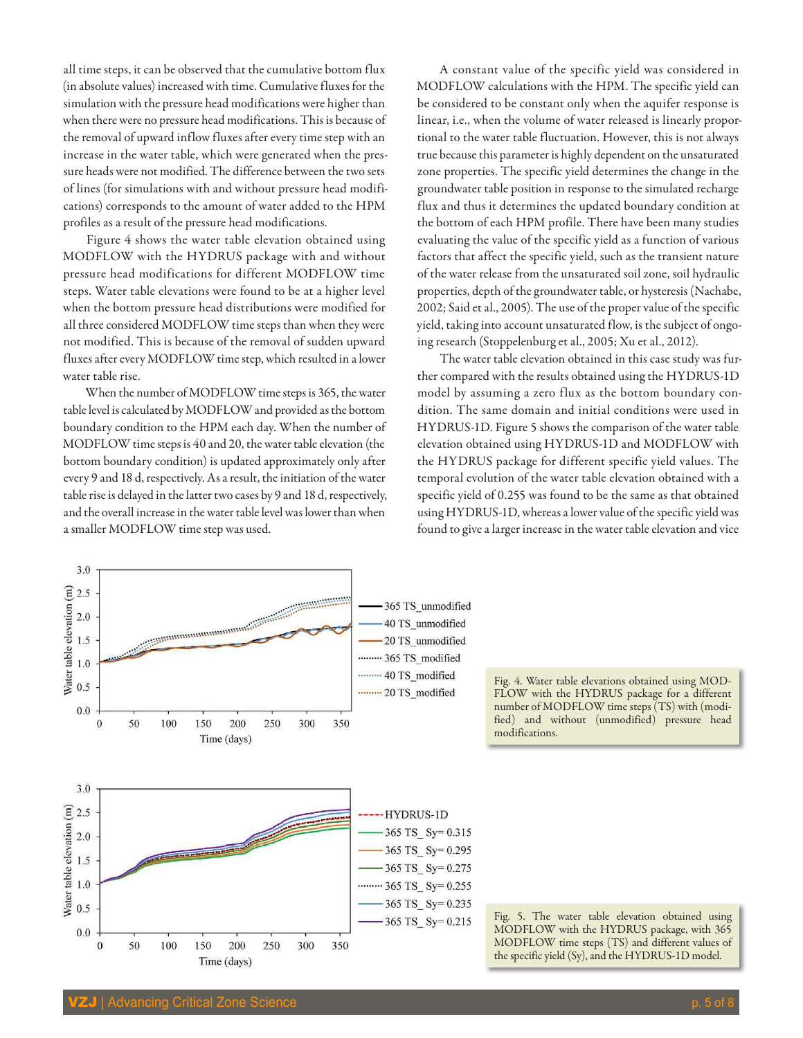all time steps, it can be observed that the cumulative bottom flux (in absolute values) increased with time. Cumulative fluxes for the simulation with the pressure head modifications were higher than when there were no pressure head modifications. This is because of the removal of upward inflow fluxes after every time step with an increase in the water table, which were generated when the pressure heads were not modified. The difference between the two sets of lines (for simulations with and without pressure head modifications) corresponds to the amount of water added to the HPM profiles as a result of the pressure head modifications.

Figure 4 shows the water table elevation obtained using MODFLOW with the HYDRUS package with and without pressure head modifications for different MODFLOW time steps. Water table elevations were found to be at a higher level when the bottom pressure head distributions were modified for all three considered MODFLOW time steps than when they were not modified. This is because of the removal of sudden upward fluxes after every MODFLOW time step, which resulted in a lower water table rise.

When the number of MODFLOW time steps is 365, the water table level is calculated by MODFLOW and provided as the bottom boundary condition to the HPM each day. When the number of MODFLOW time steps is 40 and 20, the water table elevation (the bottom boundary condition) is updated approximately only after every 9 and 18 d, respectively. As a result, the initiation of the water table rise is delayed in the latter two cases by 9 and 18 d, respectively, and the overall increase in the water table level was lower than when a smaller MODFLOW time step was used.

A constant value of the specific yield was considered in MODFLOW calculations with the HPM. The specific yield can be considered to be constant only when the aquifer response is linear, i.e., when the volume of water released is linearly proportional to the water table fluctuation. However, this is not always true because this parameter is highly dependent on the unsaturated zone properties. The specific yield determines the change in the groundwater table position in response to the simulated recharge flux and thus it determines the updated boundary condition at the bottom of each HPM profile. There have been many studies evaluating the value of the specific yield as a function of various factors that affect the specific yield, such as the transient nature of the water release from the unsaturated soil zone, soil hydraulic properties, depth of the groundwater table, or hysteresis (Nachabe, 2002; Said et al., 2005). The use of the proper value of the specific yield, taking into account unsaturated flow, is the subject of ongoing research (Stoppelenburg et al., 2005; Xu et al., 2012).

The water table elevation obtained in this case study was further compared with the results obtained using the HYDRUS-1D model by assuming a zero flux as the bottom boundary condition. The same domain and initial conditions were used in HYDRUS-1D. Figure 5 shows the comparison of the water table elevation obtained using HYDRUS-1D and MODFLOW with the HYDRUS package for different specific yield values. The temporal evolution of the water table elevation obtained with a specific yield of 0.255 was found to be the same as that obtained using HYDRUS-1D, whereas a lower value of the specific yield was found to give a larger increase in the water table elevation and vice

Fig. 4. Water table elevations obtained using MODFLOW with the HYDRUS package for a different number of MODFLOW time steps (TS) with (modified) and without (unmodified) pressure head modifications.

Fig. 5. The water table elevation obtained using MODFLOW with the HYDRUS package, with 365 MODFLOW time steps (TS) and different values of the specific yield (Sy), and the HYDRUS-1D model.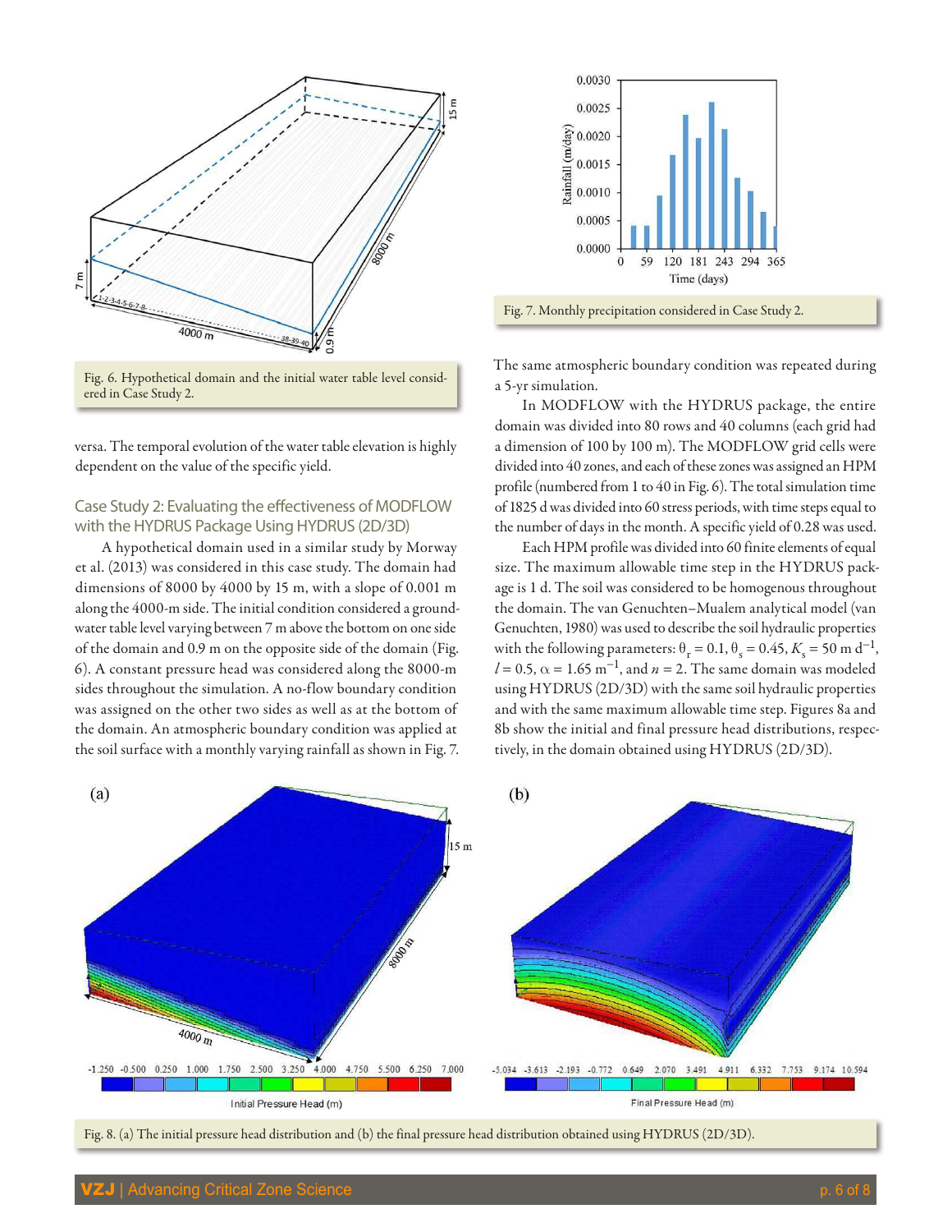Fig. 6. Hypothetical domain and the initial water table level considered in Case Study 2.

versa. The temporal evolution of the water table elevation is highly dependent on the value of the specific yield.

## Case Study 2: Evaluating the effectiveness of MODFLOW with the HYDRUS Package Using HYDRUS (2D/3D)

A hypothetical domain used in a similar study by Morway et al. (2013) was considered in this case study. The domain had dimensions of 8000 by 4000 by 15 m, with a slope of 0.001 m along the 4000-m side. The initial condition considered a groundwater table level varying between 7 m above the bottom on one side of the domain and 0.9 m on the opposite side of the domain (Fig. 6). A constant pressure head was considered along the 8000-m sides throughout the simulation. A no-flow boundary condition was assigned on the other two sides as well as at the bottom of the domain. An atmospheric boundary condition was applied at the soil surface with a monthly varying rainfall as shown in Fig. 7.

Fig. 7. Monthly precipitation considered in Case Study 2.

The same atmospheric boundary condition was repeated during a 5-yr simulation.

In MODFLOW with the HYDRUS package, the entire domain was divided into 80 rows and 40 columns (each grid had a dimension of 100 by 100 m). The MODFLOW grid cells were divided into 40 zones, and each of these zones was assigned an HPM profile (numbered from 1 to 40 in Fig. 6). The total simulation time of 1825 d was divided into 60 stress periods, with time steps equal to the number of days in the month. A specific yield of 0.28 was used.

Each HPM profile was divided into 60 finite elements of equal size. The maximum allowable time step in the HYDRUS package is 1 d. The soil was considered to be homogenous throughout the domain. The van Genuchten–Mualem analytical model (van Genuchten, 1980) was used to describe the soil hydraulic properties with the following parameters: $\theta_r = 0.1$, $\theta_s = 0.45$, $K_s = 50$ m d$^{-1}$, $l = 0.5$, $\alpha = 1.65$ m$^{-1}$, and $n = 2$. The same domain was modeled using HYDRUS (2D/3D) with the same soil hydraulic properties and with the same maximum allowable time step. Figures 8a and 8b show the initial and final pressure head distributions, respectively, in the domain obtained using HYDRUS (2D/3D).

Fig. 8. (a) The initial pressure head distribution and (b) the final pressure head distribution obtained using HYDRUS (2D/3D).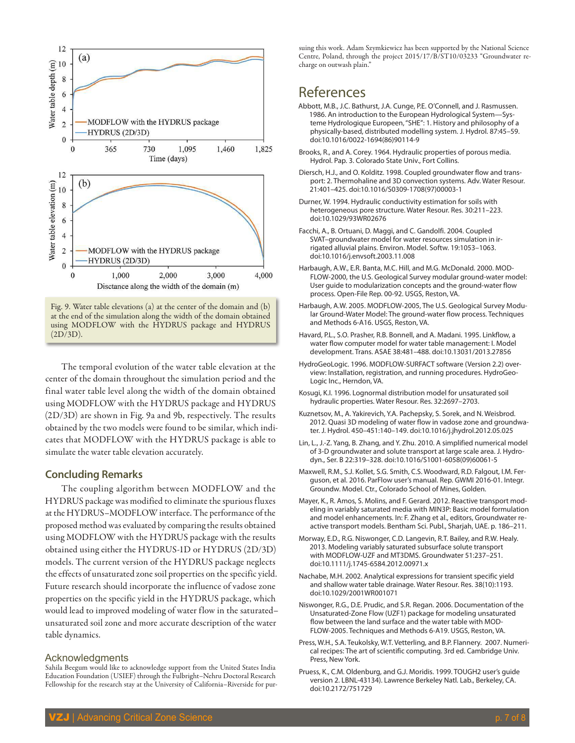Fig. 9. Water table elevations (a) at the center of the domain and (b) at the end of the simulation along the width of the domain obtained using MODFLOW with the HYDRUS package and HYDRUS (2D/3D).

The temporal evolution of the water table elevation at the center of the domain throughout the simulation period and the final water table level along the width of the domain obtained using MODFLOW with the HYDRUS package and HYDRUS (2D/3D) are shown in Fig. 9a and 9b, respectively. The results obtained by the two models were found to be similar, which indicates that MODFLOW with the HYDRUS package is able to simulate the water table elevation accurately.

## Concluding Remarks

The coupling algorithm between MODFLOW and the HYDRUS package was modified to eliminate the spurious fluxes at the HYDRUS–MODFLOW interface. The performance of the proposed method was evaluated by comparing the results obtained using MODFLOW with the HYDRUS package with the results obtained using either the HYDRUS-1D or HYDRUS (2D/3D) models. The current version of the HYDRUS package neglects the effects of unsaturated zone soil properties on the specific yield. Future research should incorporate the influence of vadose zone properties on the specific yield in the HYDRUS package, which would lead to improved modeling of water flow in the saturated–unsaturated soil zone and more accurate description of the water table dynamics.

## Acknowledgments

Sahila Beegum would like to acknowledge support from the United States India Education Foundation (USIEF) through the Fulbright–Nehru Doctoral Research Fellowship for the research stay at the University of California–Riverside for pursuing this work. Adam Szymkiewicz has been supported by the National Science Centre, Poland, through the project 2015/17/B/ST10/03233 "Groundwater recharge on outwash plain."

## References

Abbott, M.B., J.C. Bathurst, J.A. Cunge, P.E. O'Connell, and J. Rasmussen. 1986. An introduction to the European Hydrological System—Systeme Hydrologique Europeen, "SHE": 1. History and philosophy of a physically-based, distributed modelling system. J. Hydrol. 87:45–59. doi:10.1016/0022-1694(86)90114-9

Brooks, R., and A. Corey. 1964. Hydraulic properties of porous media. Hydrol. Pap. 3. Colorado State Univ., Fort Collins.

Diersch, H.J., and O. Kolditz. 1998. Coupled groundwater flow and transport: 2. Thermohaline and 3D convection systems. Adv. Water Resour. 21:401–425. doi:10.1016/S0309-1708(97)00003-1

Durner, W. 1994. Hydraulic conductivity estimation for soils with heterogeneous pore structure. Water Resour. Res. 30:211–223. doi:10.1029/93WR02676

Facchi, A., B. Ortuani, D. Maggi, and C. Gandolfi. 2004. Coupled SVAT–groundwater model for water resources simulation in irrigated alluvial plains. Environ. Model. Softw. 19:1053–1063. doi:10.1016/j.envsoft.2003.11.008

Harbaugh, A.W., E.R. Banta, M.C. Hill, and M.G. McDonald. 2000. MODFLOW-2000, the U.S. Geological Survey modular ground-water model: User guide to modularization concepts and the ground-water flow process. Open-File Rep. 00-92. USGS, Reston, VA.

Harbaugh, A.W. 2005. MODFLOW-2005, The U.S. Geological Survey Modular Ground-Water Model: The ground-water flow process. Techniques and Methods 6-A16. USGS, Reston, VA.

Havard, P.L., S.O. Prasher, R.B. Bonnell, and A. Madani. 1995. Linkflow, a water flow computer model for water table management: I. Model development. Trans. ASAE 38:481–488. doi:10.13031/2013.27856

HydroGeoLogic. 1996. MODFLOW-SURFACT software (Version 2.2) overview: Installation, registration, and running procedures. HydroGeoLogic Inc., Herndon, VA.

Kosugi, K.I. 1996. Lognormal distribution model for unsaturated soil hydraulic properties. Water Resour. Res. 32:2697–2703.

Kuznetsov, M., A. Yakirevich, Y.A. Pachepsky, S. Sorek, and N. Weisbrod. 2012. Quasi 3D modeling of water flow in vadose zone and groundwater. J. Hydrol. 450–451:140–149. doi:10.1016/j.jhydrol.2012.05.025

Lin, L., J.-Z. Yang, B. Zhang, and Y. Zhu. 2010. A simplified numerical model of 3-D groundwater and solute transport at large scale area. J. Hydrodyn., Ser. B 22:319–328. doi:10.1016/S1001-6058(09)60061-5

Maxwell, R.M., S.J. Kollet, S.G. Smith, C.S. Woodward, R.D. Falgout, I.M. Ferguson, et al. 2016. ParFlow user's manual. Rep. GWMI 2016-01. Integr. Groundw. Model. Ctr., Colorado School of Mines, Golden.

Mayer, K., R. Amos, S. Molins, and F. Gerard. 2012. Reactive transport modeling in variably saturated media with MIN3P: Basic model formulation and model enhancements. In: F. Zhang et al., editors, Groundwater reactive transport models. Bentham Sci. Publ., Sharjah, UAE. p. 186–211.

Morway, E.D., R.G. Niswonger, C.D. Langevin, R.T. Bailey, and R.W. Healy. 2013. Modeling variably saturated subsurface solute transport with MODFLOW-UZF and MT3DMS. Groundwater 51:237–251. doi:10.1111/j.1745-6584.2012.00971.x

Nachabe, M.H. 2002. Analytical expressions for transient specific yield and shallow water table drainage. Water Resour. Res. 38(10):1193. doi:10.1029/2001WR001071

Niswonger, R.G., D.E. Prudic, and S.R. Regan. 2006. Documentation of the Unsaturated-Zone Flow (UZF1) package for modeling unsaturated flow between the land surface and the water table with MODFLOW-2005. Techniques and Methods 6-A19. USGS, Reston, VA.

Press, W.H., S.A. Teukolsky, W.T. Vetterling, and B.P. Flannery. 2007. Numerical recipes: The art of scientific computing. 3rd ed. Cambridge Univ. Press, New York.

Pruess, K., C.M. Oldenburg, and G.J. Moridis. 1999. TOUGH2 user's guide version 2. LBNL-43134). Lawrence Berkeley Natl. Lab., Berkeley, CA. doi:10.2172/751729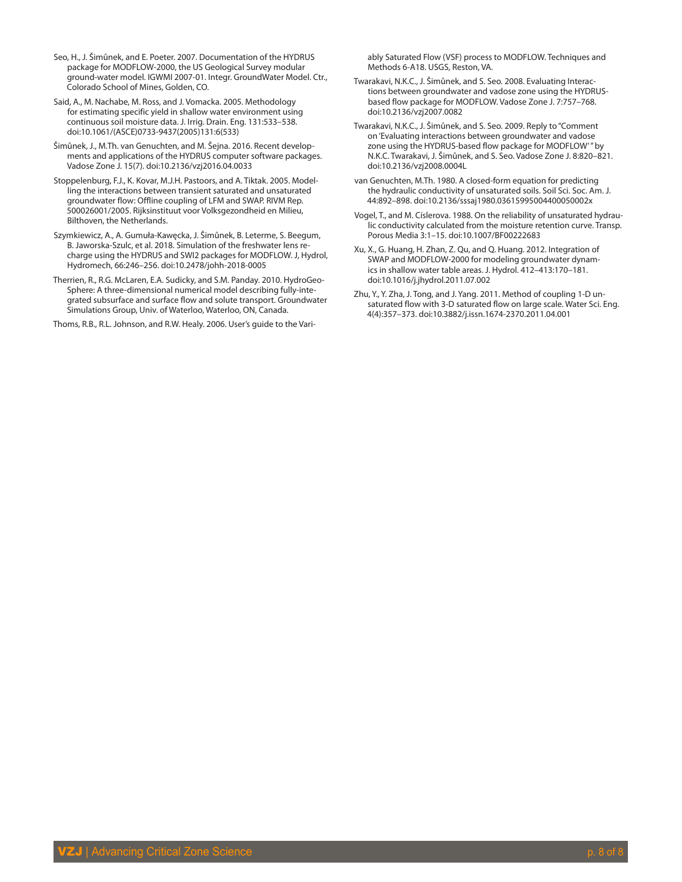Seo, H., J. Šimůnek, and E. Poeter. 2007. Documentation of the HYDRUS package for MODFLOW-2000, the US Geological Survey modular ground-water model. IGWMI 2007-01. Integr. GroundWater Model. Ctr., Colorado School of Mines, Golden, CO.

Said, A., M. Nachabe, M. Ross, and J. Vomacka. 2005. Methodology for estimating specific yield in shallow water environment using continuous soil moisture data. J. Irrig. Drain. Eng. 131:533–538. doi:10.1061/(ASCE)0733-9437(2005)131:6(533)

Šimůnek, J., M.Th. van Genuchten, and M. Šejna. 2016. Recent developments and applications of the HYDRUS computer software packages. Vadose Zone J. 15(7). doi:10.2136/vzj2016.04.0033

Stoppelenburg, F.J., K. Kovar, M.J.H. Pastoors, and A. Tiktak. 2005. Modelling the interactions between transient saturated and unsaturated groundwater flow: Offline coupling of LFM and SWAP. RIVM Rep. 500026001/2005. Rijksinstituut voor Volksgezondheid en Milieu, Bilthoven, the Netherlands.

Szymkiewicz, A., A. Gumuła-Kawęcka, J. Šimůnek, B. Leterme, S. Beegum, B. Jaworska-Szulc, et al. 2018. Simulation of the freshwater lens recharge using the HYDRUS and SWI2 packages for MODFLOW. J, Hydrol, Hydromech, 66:246–256. doi:10.2478/johh-2018-0005

Therrien, R., R.G. McLaren, E.A. Sudicky, and S.M. Panday. 2010. HydroGeoSphere: A three-dimensional numerical model describing fully-integrated subsurface and surface flow and solute transport. Groundwater Simulations Group, Univ. of Waterloo, Waterloo, ON, Canada.

Thoms, R.B., R.L. Johnson, and R.W. Healy. 2006. User's guide to the Variably Saturated Flow (VSF) process to MODFLOW. Techniques and Methods 6-A18. USGS, Reston, VA.

Twarakavi, N.K.C., J. Šimůnek, and S. Seo. 2008. Evaluating Interactions between groundwater and vadose zone using the HYDRUS-based flow package for MODFLOW. Vadose Zone J. 7:757–768. doi:10.2136/vzj2007.0082

Twarakavi, N.K.C., J. Šimůnek, and S. Seo. 2009. Reply to "Comment on 'Evaluating interactions between groundwater and vadose zone using the HYDRUS-based flow package for MODFLOW' " by N.K.C. Twarakavi, J. Šimůnek, and S. Seo. Vadose Zone J. 8:820–821. doi:10.2136/vzj2008.0004L

van Genuchten, M.Th. 1980. A closed-form equation for predicting the hydraulic conductivity of unsaturated soils. Soil Sci. Soc. Am. J. 44:892–898. doi:10.2136/sssaj1980.03615995004400050002x

Vogel, T., and M. Císlerova. 1988. On the reliability of unsaturated hydraulic conductivity calculated from the moisture retention curve. Transp. Porous Media 3:1–15. doi:10.1007/BF00222683

Xu, X., G. Huang, H. Zhan, Z. Qu, and Q. Huang. 2012. Integration of SWAP and MODFLOW-2000 for modeling groundwater dynamics in shallow water table areas. J. Hydrol. 412–413:170–181. doi:10.1016/j.jhydrol.2011.07.002

Zhu, Y., Y. Zha, J. Tong, and J. Yang. 2011. Method of coupling 1-D unsaturated flow with 3-D saturated flow on large scale. Water Sci. Eng. 4(4):357–373. doi:10.3882/j.issn.1674-2370.2011.04.001